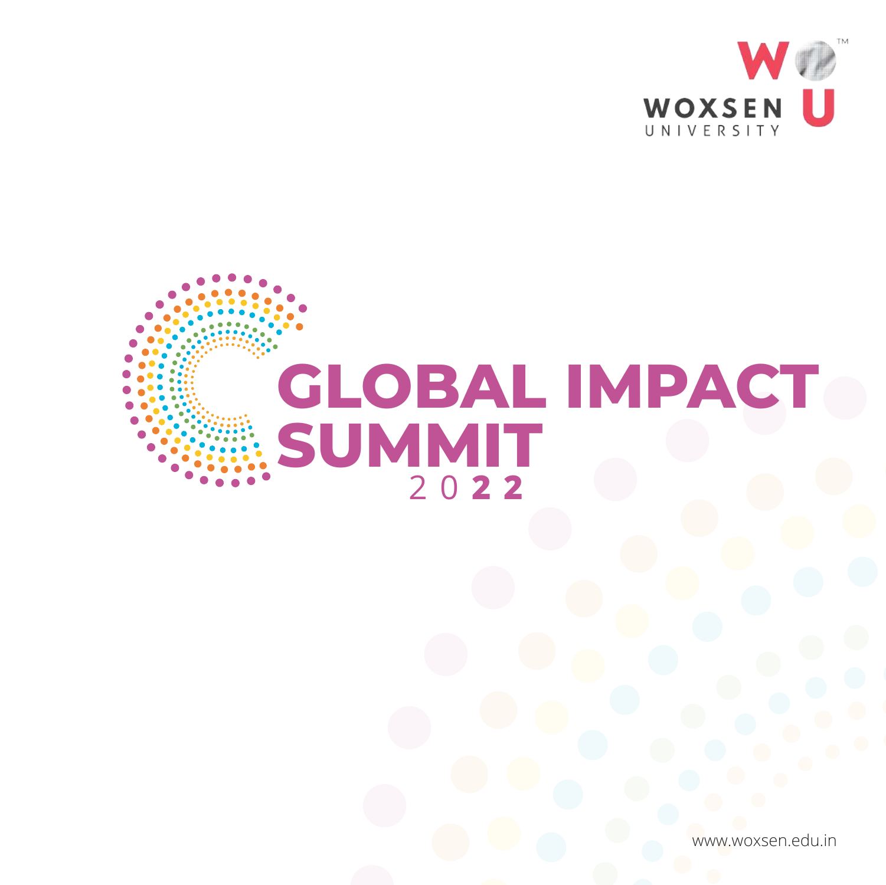WOXSEN UNIVERSITY

# GLOBAL IMPACT SUMMIT 2022

www.woxsen.edu.in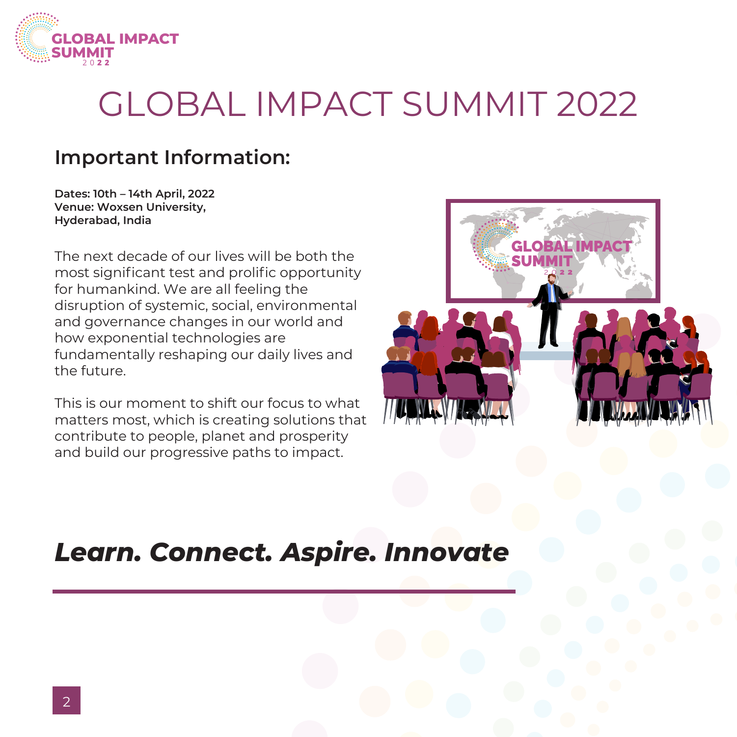# GLOBAL IMPACT SUMMIT 2022

## Important Information:

**Dates: 10th – 14th April, 2022**
**Venue: Woxsen University, Hyderabad, India**

The next decade of our lives will be both the most significant test and prolific opportunity for humankind. We are all feeling the disruption of systemic, social, environmental and governance changes in our world and how exponential technologies are fundamentally reshaping our daily lives and the future.

This is our moment to shift our focus to what matters most, which is creating solutions that contribute to people, planet and prosperity and build our progressive paths to impact.

***Learn. Connect. Aspire. Innovate***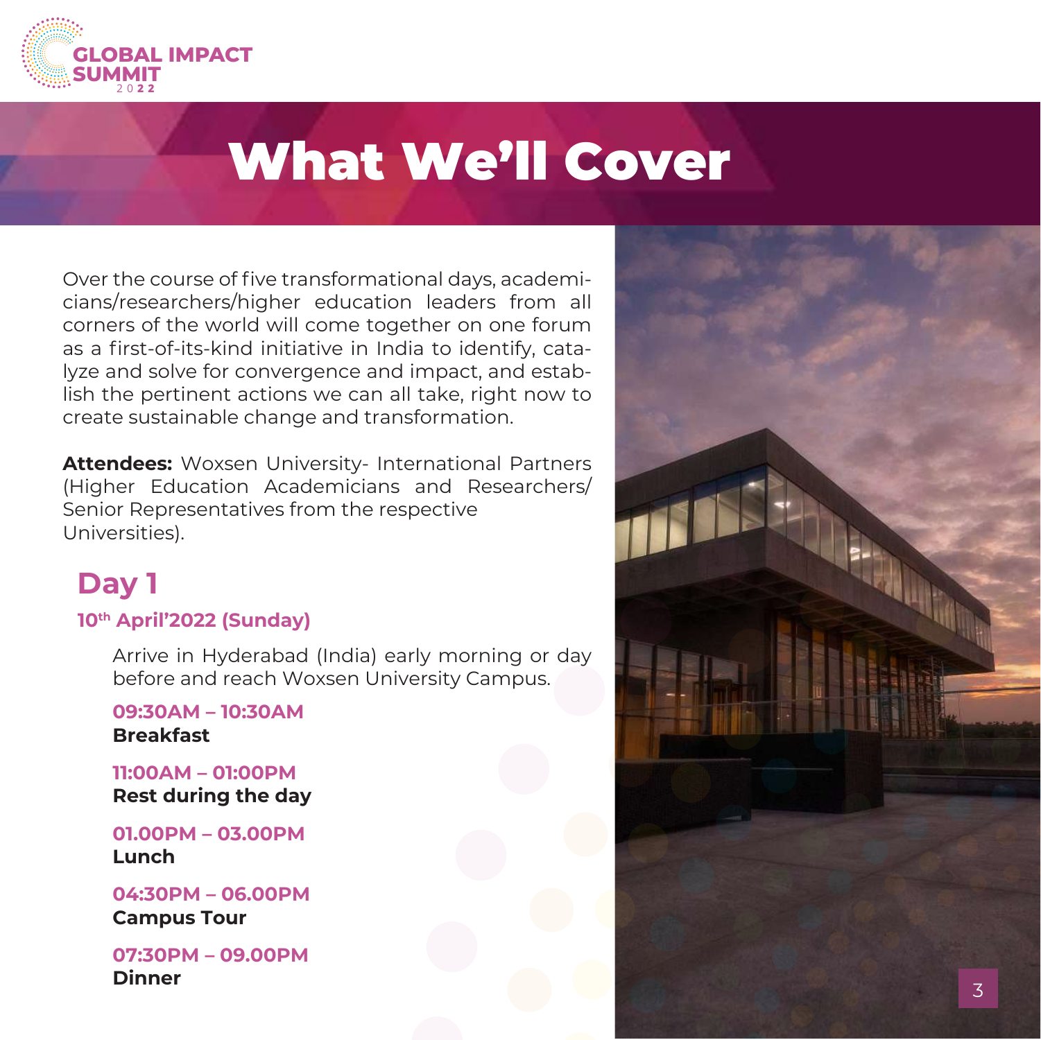# What We'll Cover

Over the course of five transformational days, academicians/researchers/higher education leaders from all corners of the world will come together on one forum as a first-of-its-kind initiative in India to identify, catalyze and solve for convergence and impact, and establish the pertinent actions we can all take, right now to create sustainable change and transformation.

**Attendees:** Woxsen University- International Partners (Higher Education Academicians and Researchers/ Senior Representatives from the respective Universities).

## Day 1

### 10th April'2022 (Sunday)

Arrive in Hyderabad (India) early morning or day before and reach Woxsen University Campus.

**09:30AM – 10:30AM**
**Breakfast**

**11:00AM – 01:00PM**
**Rest during the day**

**01.00PM – 03.00PM**
**Lunch**

**04:30PM – 06.00PM**
**Campus Tour**

**07:30PM – 09.00PM**
**Dinner**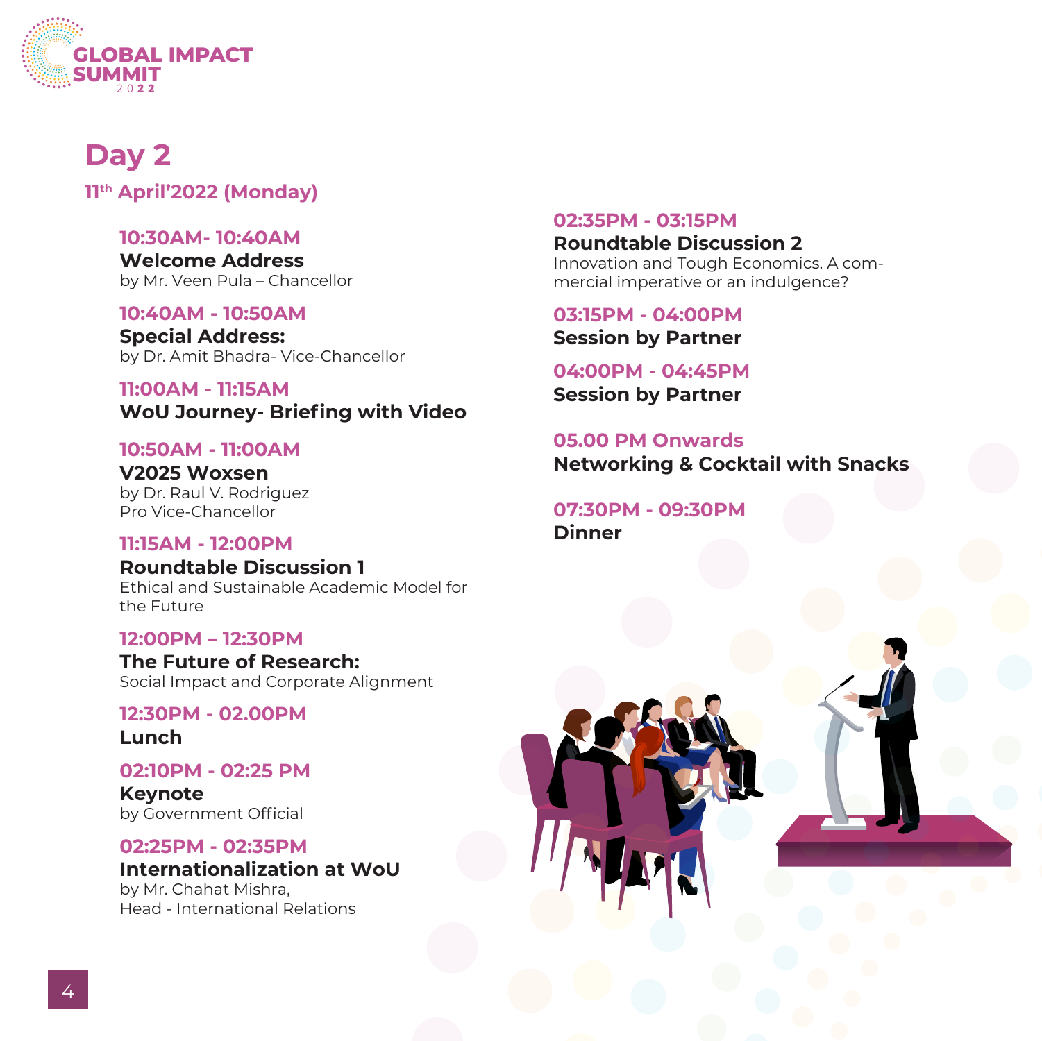GLOBAL IMPACT SUMMIT 2022

# Day 2

## 11th April'2022 (Monday)

**10:30AM- 10:40AM**
**Welcome Address**
by Mr. Veen Pula – Chancellor

**10:40AM - 10:50AM**
**Special Address:**
by Dr. Amit Bhadra- Vice-Chancellor

**11:00AM - 11:15AM**
**WoU Journey- Briefing with Video**

**10:50AM - 11:00AM**
**V2025 Woxsen**
by Dr. Raul V. Rodriguez
Pro Vice-Chancellor

**11:15AM - 12:00PM**
**Roundtable Discussion 1**
Ethical and Sustainable Academic Model for the Future

**12:00PM – 12:30PM**
**The Future of Research:**
Social Impact and Corporate Alignment

**12:30PM - 02.00PM**
**Lunch**

**02:10PM - 02:25 PM**
**Keynote**
by Government Official

**02:25PM - 02:35PM**
**Internationalization at WoU**
by Mr. Chahat Mishra,
Head - International Relations

**02:35PM - 03:15PM**
**Roundtable Discussion 2**
Innovation and Tough Economics. A commercial imperative or an indulgence?

**03:15PM - 04:00PM**
**Session by Partner**

**04:00PM - 04:45PM**
**Session by Partner**

**05.00 PM Onwards**
**Networking & Cocktail with Snacks**

**07:30PM - 09:30PM**
**Dinner**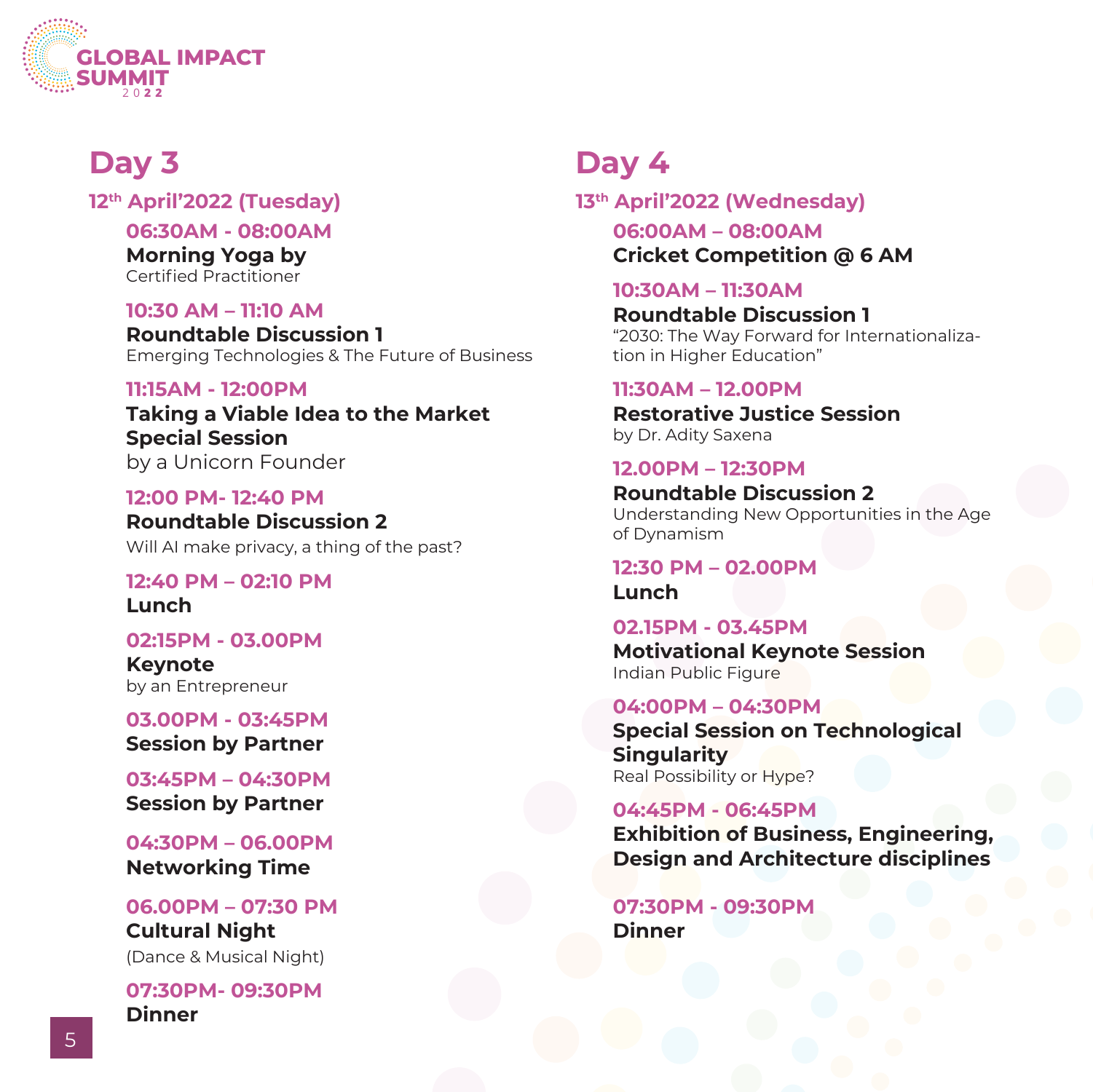# GLOBAL IMPACT SUMMIT 2022

## Day 3

### 12th April'2022 (Tuesday)

**06:30AM - 08:00AM**
**Morning Yoga by**
Certified Practitioner

**10:30 AM – 11:10 AM**
**Roundtable Discussion 1**
Emerging Technologies & The Future of Business

**11:15AM - 12:00PM**
**Taking a Viable Idea to the Market Special Session**
by a Unicorn Founder

**12:00 PM- 12:40 PM**
**Roundtable Discussion 2**
Will AI make privacy, a thing of the past?

**12:40 PM – 02:10 PM**
**Lunch**

**02:15PM - 03.00PM**
**Keynote**
by an Entrepreneur

**03.00PM - 03:45PM**
**Session by Partner**

**03:45PM – 04:30PM**
**Session by Partner**

**04:30PM – 06.00PM**
**Networking Time**

**06.00PM – 07:30 PM**
**Cultural Night**
(Dance & Musical Night)

**07:30PM- 09:30PM**
**Dinner**

## Day 4

### 13th April'2022 (Wednesday)

**06:00AM – 08:00AM**
**Cricket Competition @ 6 AM**

**10:30AM – 11:30AM**
**Roundtable Discussion 1**
"2030: The Way Forward for Internationalization in Higher Education"

**11:30AM – 12.00PM**
**Restorative Justice Session**
by Dr. Adity Saxena

**12.00PM – 12:30PM**
**Roundtable Discussion 2**
Understanding New Opportunities in the Age of Dynamism

**12:30 PM – 02.00PM**
**Lunch**

**02.15PM - 03.45PM**
**Motivational Keynote Session**
Indian Public Figure

**04:00PM – 04:30PM**
**Special Session on Technological Singularity**
Real Possibility or Hype?

**04:45PM - 06:45PM**
**Exhibition of Business, Engineering, Design and Architecture disciplines**

**07:30PM - 09:30PM**
**Dinner**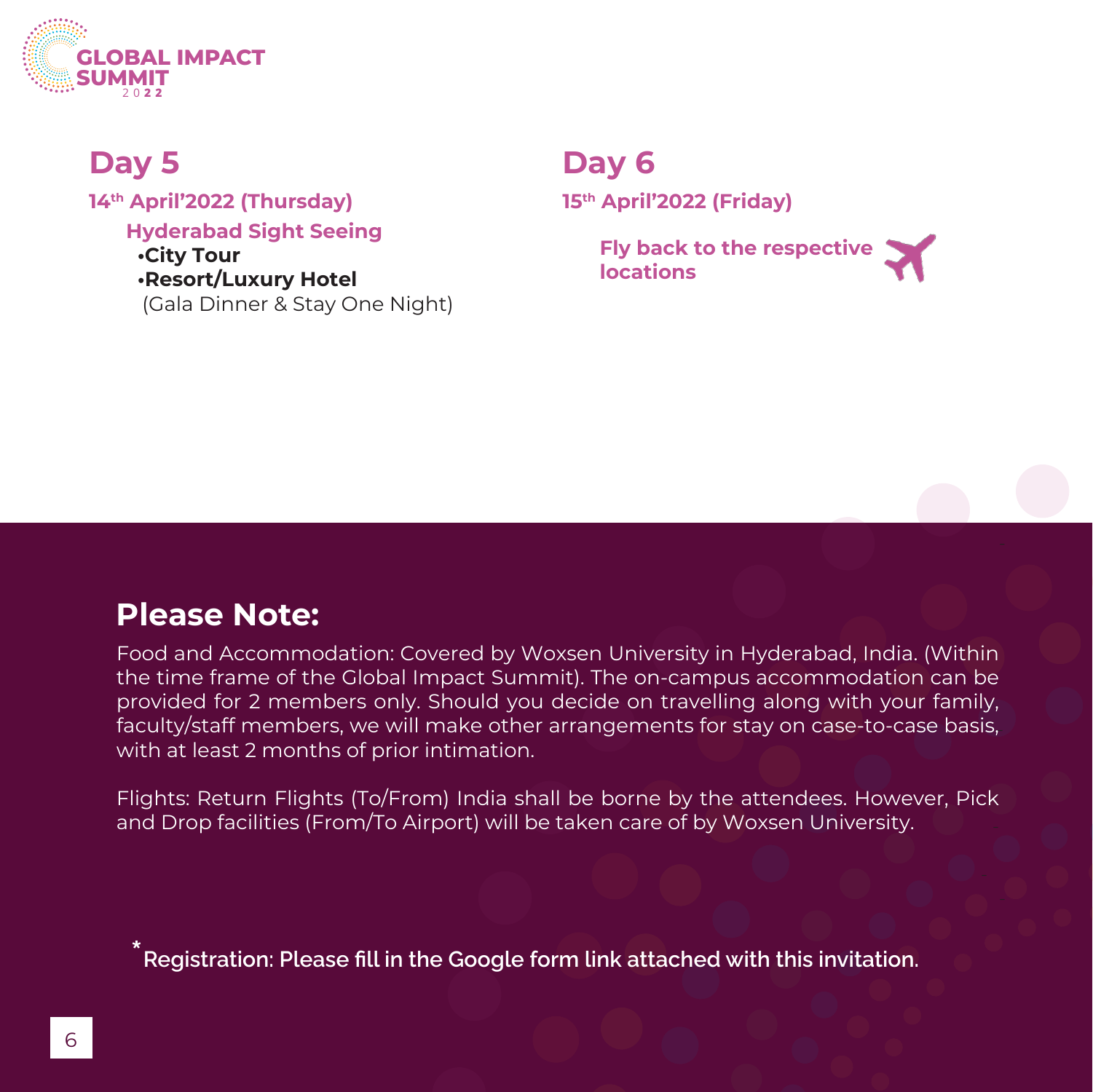## Day 5

**14th April'2022 (Thursday)**

**Hyderabad Sight Seeing**

- **City Tour**
- **Resort/Luxury Hotel**
  (Gala Dinner & Stay One Night)

## Day 6

**15th April'2022 (Friday)**

**Fly back to the respective locations**

## Please Note:

Food and Accommodation: Covered by Woxsen University in Hyderabad, India. (Within the time frame of the Global Impact Summit). The on-campus accommodation can be provided for 2 members only. Should you decide on travelling along with your family, faculty/staff members, we will make other arrangements for stay on case-to-case basis, with at least 2 months of prior intimation.

Flights: Return Flights (To/From) India shall be borne by the attendees. However, Pick and Drop facilities (From/To Airport) will be taken care of by Woxsen University.

***Registration: Please fill in the Google form link attached with this invitation.**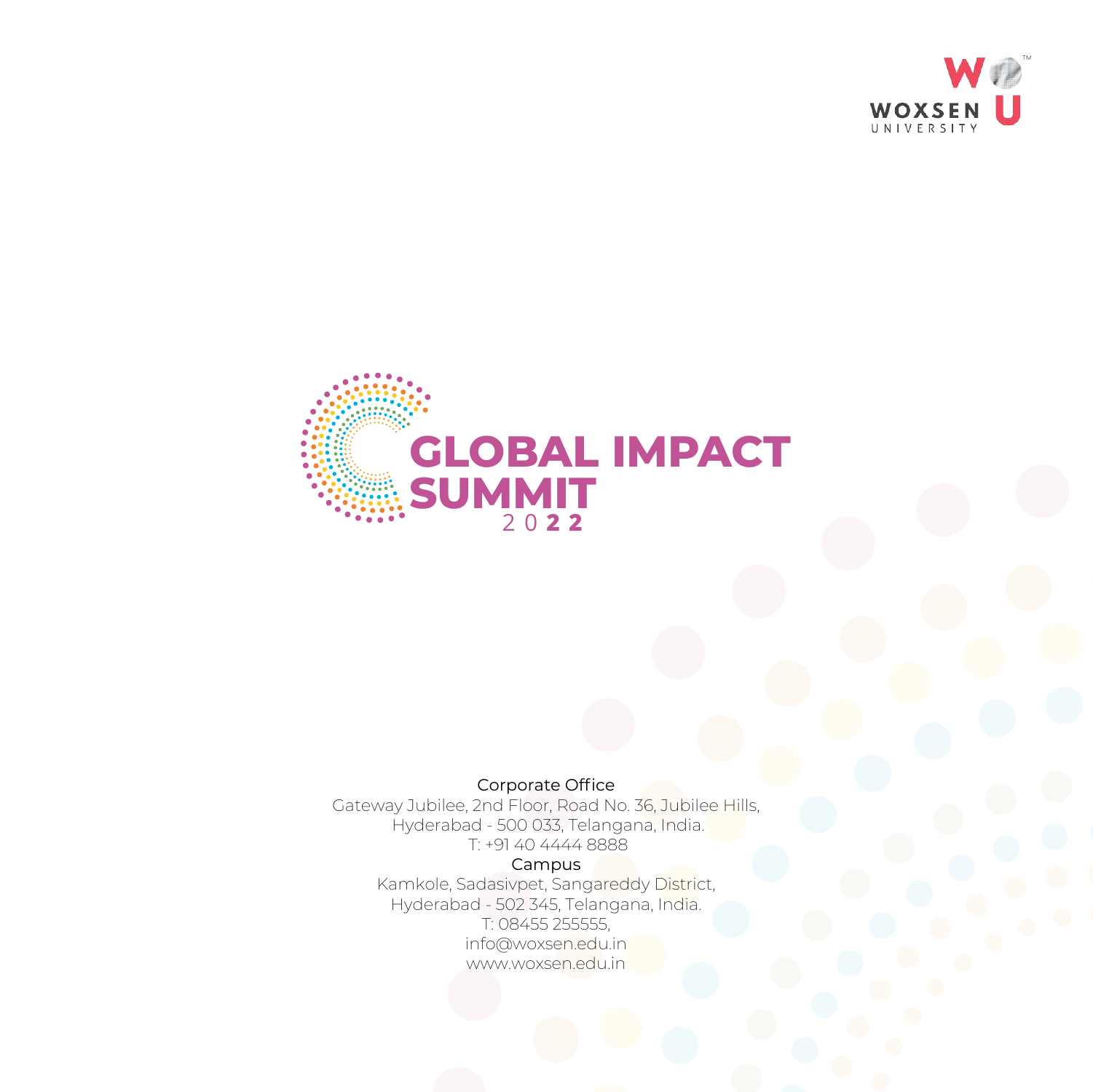WOXSEN UNIVERSITY

# GLOBAL IMPACT SUMMIT 2022

**Corporate Office**

Gateway Jubilee, 2nd Floor, Road No. 36, Jubilee Hills,
Hyderabad - 500 033, Telangana, India.
T: +91 40 4444 8888

**Campus**

Kamkole, Sadasivpet, Sangareddy District,
Hyderabad - 502 345, Telangana, India.
T: 08455 255555,
info@woxsen.edu.in
www.woxsen.edu.in